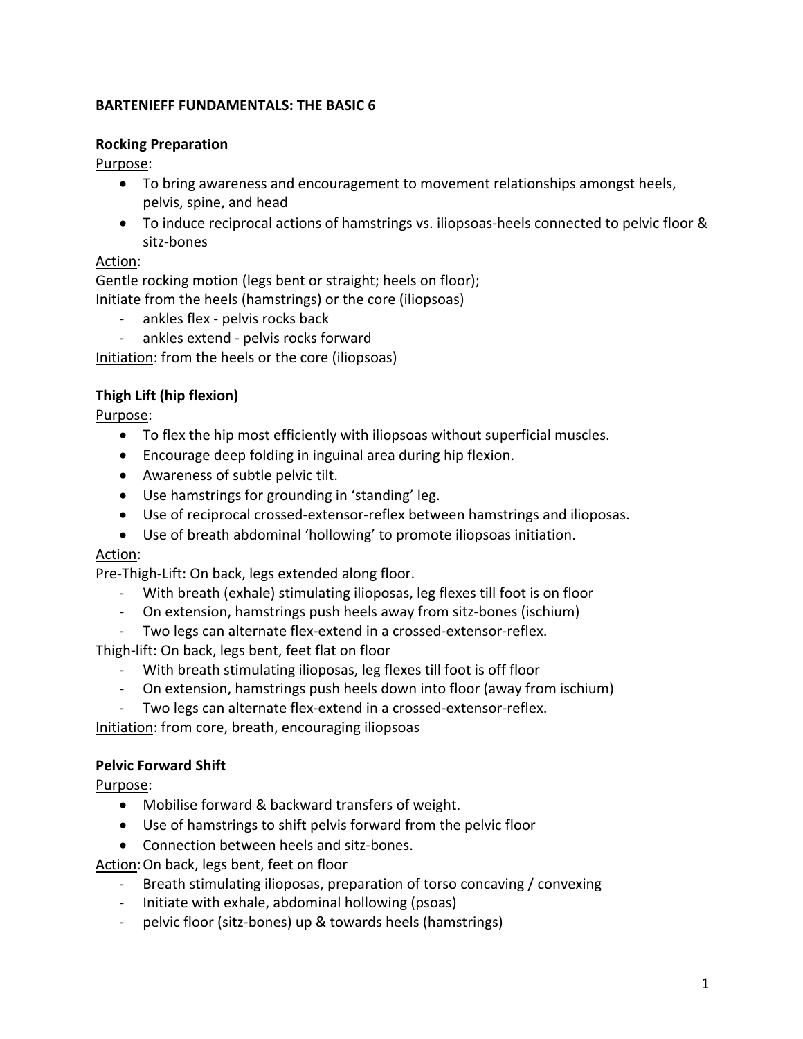# BARTENIEFF FUNDAMENTALS: THE BASIC 6

## Rocking Preparation

<u>Purpose</u>:

- To bring awareness and encouragement to movement relationships amongst heels, pelvis, spine, and head
- To induce reciprocal actions of hamstrings vs. iliopsoas-heels connected to pelvic floor & sitz-bones

<u>Action</u>:

Gentle rocking motion (legs bent or straight; heels on floor);
Initiate from the heels (hamstrings) or the core (iliopsoas)

- ankles flex - pelvis rocks back
- ankles extend - pelvis rocks forward

<u>Initiation</u>: from the heels or the core (iliopsoas)

## Thigh Lift (hip flexion)

<u>Purpose</u>:

- To flex the hip most efficiently with iliopsoas without superficial muscles.
- Encourage deep folding in inguinal area during hip flexion.
- Awareness of subtle pelvic tilt.
- Use hamstrings for grounding in 'standing' leg.
- Use of reciprocal crossed-extensor-reflex between hamstrings and iliopoasas.
- Use of breath abdominal 'hollowing' to promote iliopsoas initiation.

<u>Action</u>:

Pre-Thigh-Lift: On back, legs extended along floor.

- With breath (exhale) stimulating iliopoasas, leg flexes till foot is on floor
- On extension, hamstrings push heels away from sitz-bones (ischium)
- Two legs can alternate flex-extend in a crossed-extensor-reflex.

Thigh-lift: On back, legs bent, feet flat on floor

- With breath stimulating iliopoasas, leg flexes till foot is off floor
- On extension, hamstrings push heels down into floor (away from ischium)
- Two legs can alternate flex-extend in a crossed-extensor-reflex.

<u>Initiation</u>: from core, breath, encouraging iliopsoas

## Pelvic Forward Shift

<u>Purpose</u>:

- Mobilise forward & backward transfers of weight.
- Use of hamstrings to shift pelvis forward from the pelvic floor
- Connection between heels and sitz-bones.

<u>Action</u>: On back, legs bent, feet on floor

- Breath stimulating iliopoasas, preparation of torso concaving / convexing
- Initiate with exhale, abdominal hollowing (psoas)
- pelvic floor (sitz-bones) up & towards heels (hamstrings)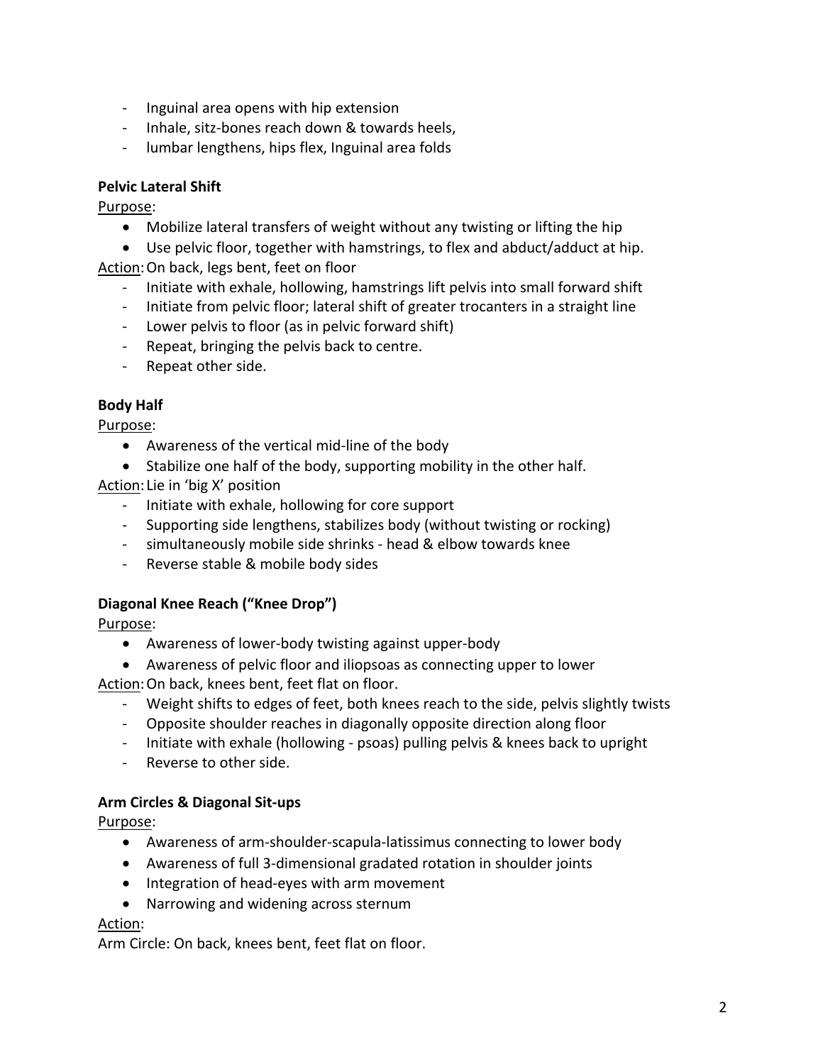- Inguinal area opens with hip extension
- Inhale, sitz-bones reach down & towards heels,
- lumbar lengthens, hips flex, Inguinal area folds

**Pelvic Lateral Shift**

Purpose:

- Mobilize lateral transfers of weight without any twisting or lifting the hip
- Use pelvic floor, together with hamstrings, to flex and abduct/adduct at hip.

Action: On back, legs bent, feet on floor

- Initiate with exhale, hollowing, hamstrings lift pelvis into small forward shift
- Initiate from pelvic floor; lateral shift of greater trocanters in a straight line
- Lower pelvis to floor (as in pelvic forward shift)
- Repeat, bringing the pelvis back to centre.
- Repeat other side.

**Body Half**

Purpose:

- Awareness of the vertical mid-line of the body
- Stabilize one half of the body, supporting mobility in the other half.

Action: Lie in 'big X' position

- Initiate with exhale, hollowing for core support
- Supporting side lengthens, stabilizes body (without twisting or rocking)
- simultaneously mobile side shrinks - head & elbow towards knee
- Reverse stable & mobile body sides

**Diagonal Knee Reach ("Knee Drop")**

Purpose:

- Awareness of lower-body twisting against upper-body
- Awareness of pelvic floor and iliopsoas as connecting upper to lower

Action: On back, knees bent, feet flat on floor.

- Weight shifts to edges of feet, both knees reach to the side, pelvis slightly twists
- Opposite shoulder reaches in diagonally opposite direction along floor
- Initiate with exhale (hollowing - psoas) pulling pelvis & knees back to upright
- Reverse to other side.

**Arm Circles & Diagonal Sit-ups**

Purpose:

- Awareness of arm-shoulder-scapula-latissimus connecting to lower body
- Awareness of full 3-dimensional gradated rotation in shoulder joints
- Integration of head-eyes with arm movement
- Narrowing and widening across sternum

Action:

Arm Circle: On back, knees bent, feet flat on floor.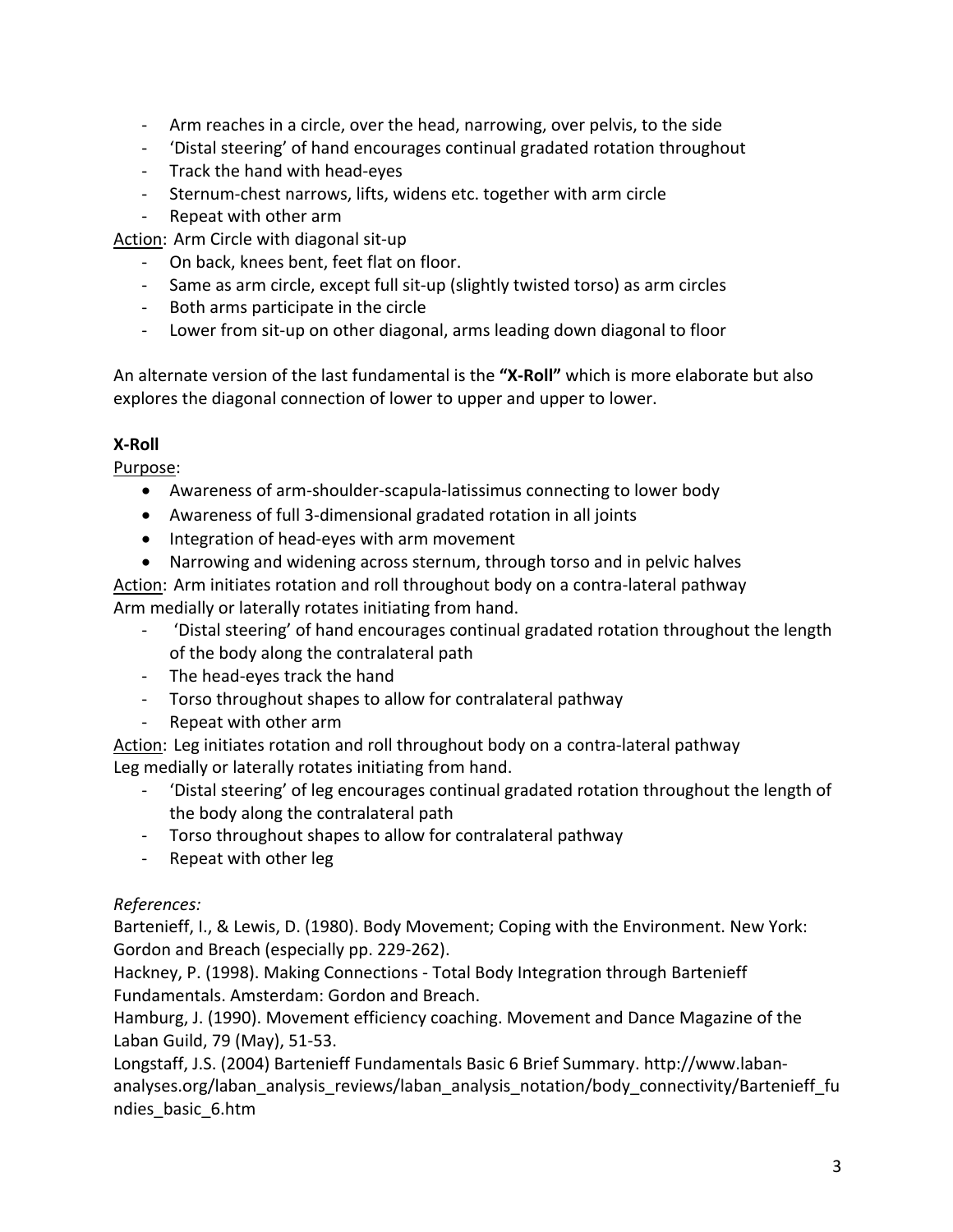- Arm reaches in a circle, over the head, narrowing, over pelvis, to the side
- 'Distal steering' of hand encourages continual gradated rotation throughout
- Track the hand with head-eyes
- Sternum-chest narrows, lifts, widens etc. together with arm circle
- Repeat with other arm

Action: Arm Circle with diagonal sit-up

- On back, knees bent, feet flat on floor.
- Same as arm circle, except full sit-up (slightly twisted torso) as arm circles
- Both arms participate in the circle
- Lower from sit-up on other diagonal, arms leading down diagonal to floor

An alternate version of the last fundamental is the **"X-Roll"** which is more elaborate but also explores the diagonal connection of lower to upper and upper to lower.

**X-Roll**

Purpose:

- Awareness of arm-shoulder-scapula-latissimus connecting to lower body
- Awareness of full 3-dimensional gradated rotation in all joints
- Integration of head-eyes with arm movement
- Narrowing and widening across sternum, through torso and in pelvic halves

Action: Arm initiates rotation and roll throughout body on a contra-lateral pathway
Arm medially or laterally rotates initiating from hand.

- 'Distal steering' of hand encourages continual gradated rotation throughout the length of the body along the contralateral path
- The head-eyes track the hand
- Torso throughout shapes to allow for contralateral pathway
- Repeat with other arm

Action: Leg initiates rotation and roll throughout body on a contra-lateral pathway
Leg medially or laterally rotates initiating from hand.

- 'Distal steering' of leg encourages continual gradated rotation throughout the length of the body along the contralateral path
- Torso throughout shapes to allow for contralateral pathway
- Repeat with other leg

*References:*

Bartenieff, I., & Lewis, D. (1980). Body Movement; Coping with the Environment. New York: Gordon and Breach (especially pp. 229-262).

Hackney, P. (1998). Making Connections - Total Body Integration through Bartenieff Fundamentals. Amsterdam: Gordon and Breach.

Hamburg, J. (1990). Movement efficiency coaching. Movement and Dance Magazine of the Laban Guild, 79 (May), 51-53.

Longstaff, J.S. (2004) Bartenieff Fundamentals Basic 6 Brief Summary. http://www.laban-analyses.org/laban_analysis_reviews/laban_analysis_notation/body_connectivity/Bartenieff_fundies_basic_6.htm